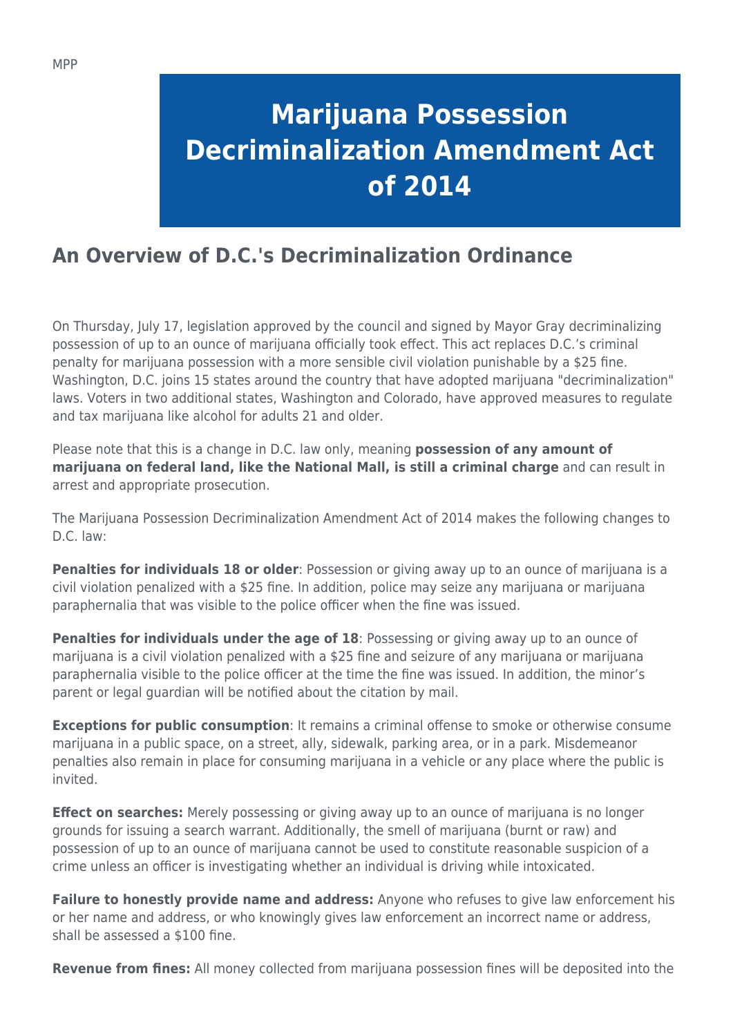MPP

# Marijuana Possession Decriminalization Amendment Act of 2014

## An Overview of D.C.'s Decriminalization Ordinance

On Thursday, July 17, legislation approved by the council and signed by Mayor Gray decriminalizing possession of up to an ounce of marijuana officially took effect. This act replaces D.C.'s criminal penalty for marijuana possession with a more sensible civil violation punishable by a $25 fine. Washington, D.C. joins 15 states around the country that have adopted marijuana "decriminalization" laws. Voters in two additional states, Washington and Colorado, have approved measures to regulate and tax marijuana like alcohol for adults 21 and older.

Please note that this is a change in D.C. law only, meaning **possession of any amount of marijuana on federal land, like the National Mall, is still a criminal charge** and can result in arrest and appropriate prosecution.

The Marijuana Possession Decriminalization Amendment Act of 2014 makes the following changes to D.C. law:

**Penalties for individuals 18 or older**: Possession or giving away up to an ounce of marijuana is a civil violation penalized with a $25 fine. In addition, police may seize any marijuana or marijuana paraphernalia that was visible to the police officer when the fine was issued.

**Penalties for individuals under the age of 18**: Possessing or giving away up to an ounce of marijuana is a civil violation penalized with a $25 fine and seizure of any marijuana or marijuana paraphernalia visible to the police officer at the time the fine was issued. In addition, the minor's parent or legal guardian will be notified about the citation by mail.

**Exceptions for public consumption**: It remains a criminal offense to smoke or otherwise consume marijuana in a public space, on a street, ally, sidewalk, parking area, or in a park. Misdemeanor penalties also remain in place for consuming marijuana in a vehicle or any place where the public is invited.

**Effect on searches:** Merely possessing or giving away up to an ounce of marijuana is no longer grounds for issuing a search warrant. Additionally, the smell of marijuana (burnt or raw) and possession of up to an ounce of marijuana cannot be used to constitute reasonable suspicion of a crime unless an officer is investigating whether an individual is driving while intoxicated.

**Failure to honestly provide name and address:** Anyone who refuses to give law enforcement his or her name and address, or who knowingly gives law enforcement an incorrect name or address, shall be assessed a $100 fine.

**Revenue from fines:** All money collected from marijuana possession fines will be deposited into the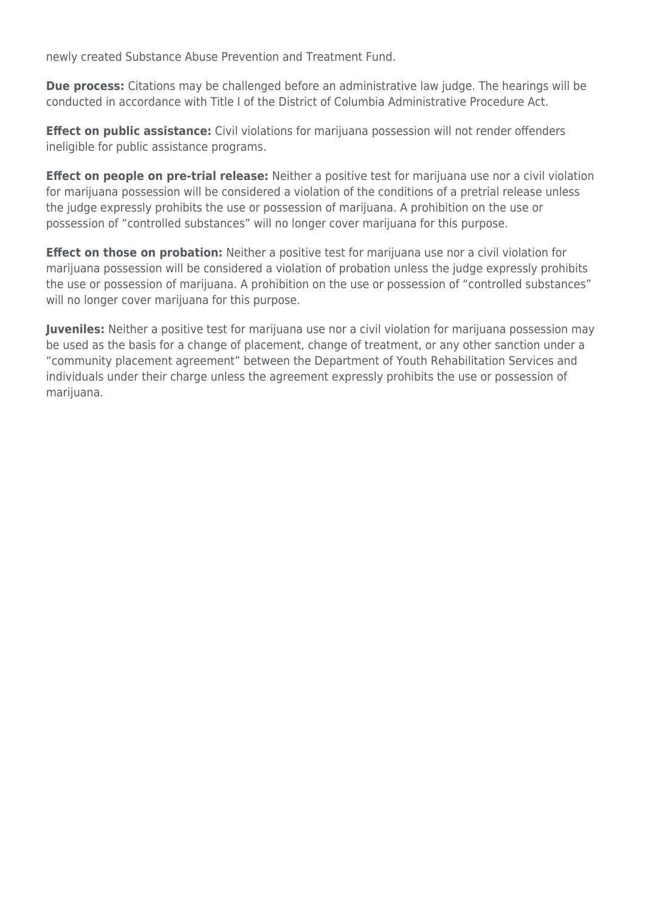newly created Substance Abuse Prevention and Treatment Fund.

**Due process:** Citations may be challenged before an administrative law judge. The hearings will be conducted in accordance with Title I of the District of Columbia Administrative Procedure Act.

**Effect on public assistance:** Civil violations for marijuana possession will not render offenders ineligible for public assistance programs.

**Effect on people on pre-trial release:** Neither a positive test for marijuana use nor a civil violation for marijuana possession will be considered a violation of the conditions of a pretrial release unless the judge expressly prohibits the use or possession of marijuana. A prohibition on the use or possession of "controlled substances" will no longer cover marijuana for this purpose.

**Effect on those on probation:** Neither a positive test for marijuana use nor a civil violation for marijuana possession will be considered a violation of probation unless the judge expressly prohibits the use or possession of marijuana. A prohibition on the use or possession of "controlled substances" will no longer cover marijuana for this purpose.

**Juveniles:** Neither a positive test for marijuana use nor a civil violation for marijuana possession may be used as the basis for a change of placement, change of treatment, or any other sanction under a "community placement agreement" between the Department of Youth Rehabilitation Services and individuals under their charge unless the agreement expressly prohibits the use or possession of marijuana.